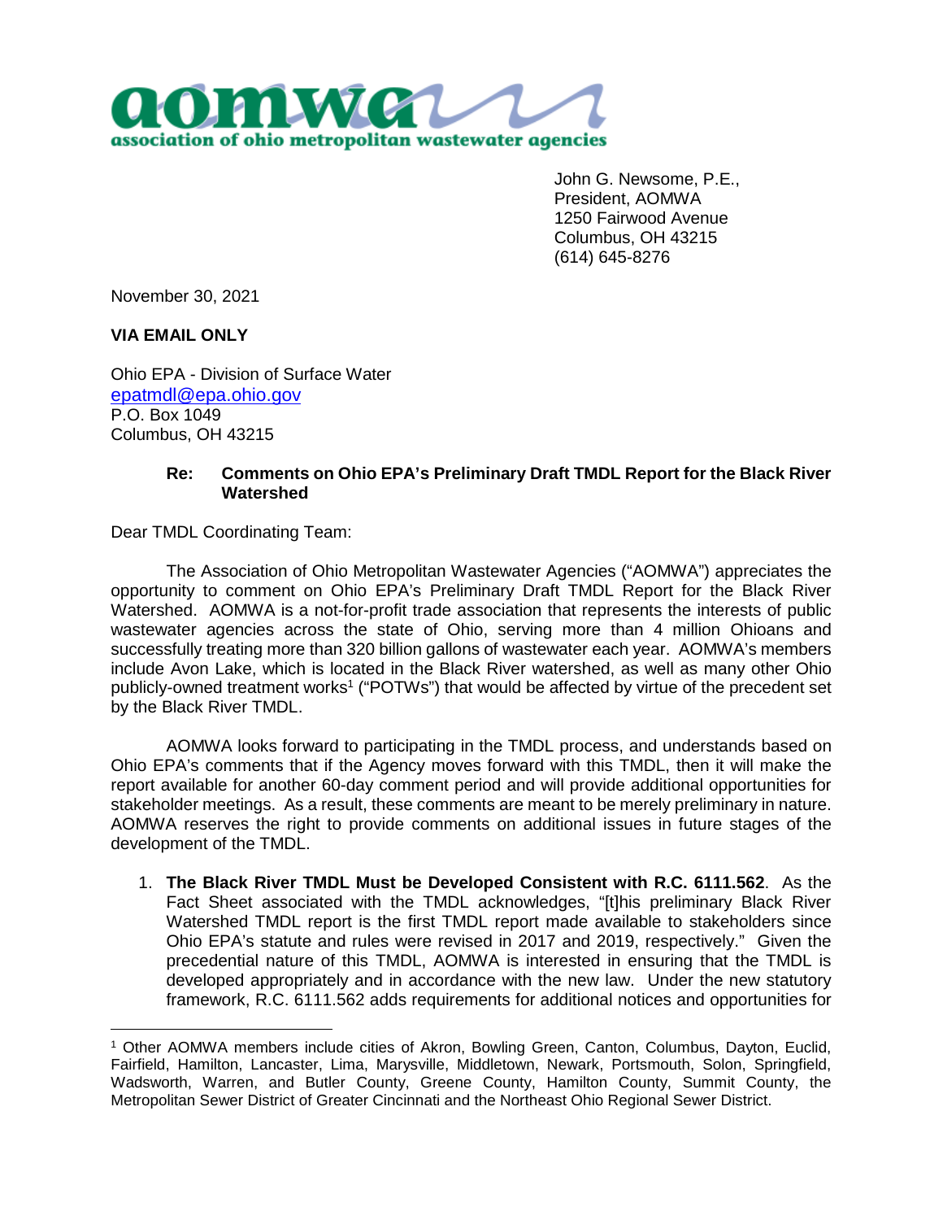**aomwa**
**association of ohio metropolitan wastewater agencies**

John G. Newsome, P.E.,
President, AOMWA
1250 Fairwood Avenue
Columbus, OH 43215
(614) 645-8276

November 30, 2021

**VIA EMAIL ONLY**

Ohio EPA - Division of Surface Water
epatmdl@epa.ohio.gov
P.O. Box 1049
Columbus, OH 43215

**Re: Comments on Ohio EPA's Preliminary Draft TMDL Report for the Black River Watershed**

Dear TMDL Coordinating Team:

The Association of Ohio Metropolitan Wastewater Agencies ("AOMWA") appreciates the opportunity to comment on Ohio EPA's Preliminary Draft TMDL Report for the Black River Watershed. AOMWA is a not-for-profit trade association that represents the interests of public wastewater agencies across the state of Ohio, serving more than 4 million Ohioans and successfully treating more than 320 billion gallons of wastewater each year. AOMWA's members include Avon Lake, which is located in the Black River watershed, as well as many other Ohio publicly-owned treatment works[1] ("POTWs") that would be affected by virtue of the precedent set by the Black River TMDL.

AOMWA looks forward to participating in the TMDL process, and understands based on Ohio EPA's comments that if the Agency moves forward with this TMDL, then it will make the report available for another 60-day comment period and will provide additional opportunities for stakeholder meetings. As a result, these comments are meant to be merely preliminary in nature. AOMWA reserves the right to provide comments on additional issues in future stages of the development of the TMDL.

1. **The Black River TMDL Must be Developed Consistent with R.C. 6111.562**. As the Fact Sheet associated with the TMDL acknowledges, "[t]his preliminary Black River Watershed TMDL report is the first TMDL report made available to stakeholders since Ohio EPA's statute and rules were revised in 2017 and 2019, respectively." Given the precedential nature of this TMDL, AOMWA is interested in ensuring that the TMDL is developed appropriately and in accordance with the new law. Under the new statutory framework, R.C. 6111.562 adds requirements for additional notices and opportunities for

---

[1] Other AOMWA members include cities of Akron, Bowling Green, Canton, Columbus, Dayton, Euclid, Fairfield, Hamilton, Lancaster, Lima, Marysville, Middletown, Newark, Portsmouth, Solon, Springfield, Wadsworth, Warren, and Butler County, Greene County, Hamilton County, Summit County, the Metropolitan Sewer District of Greater Cincinnati and the Northeast Ohio Regional Sewer District.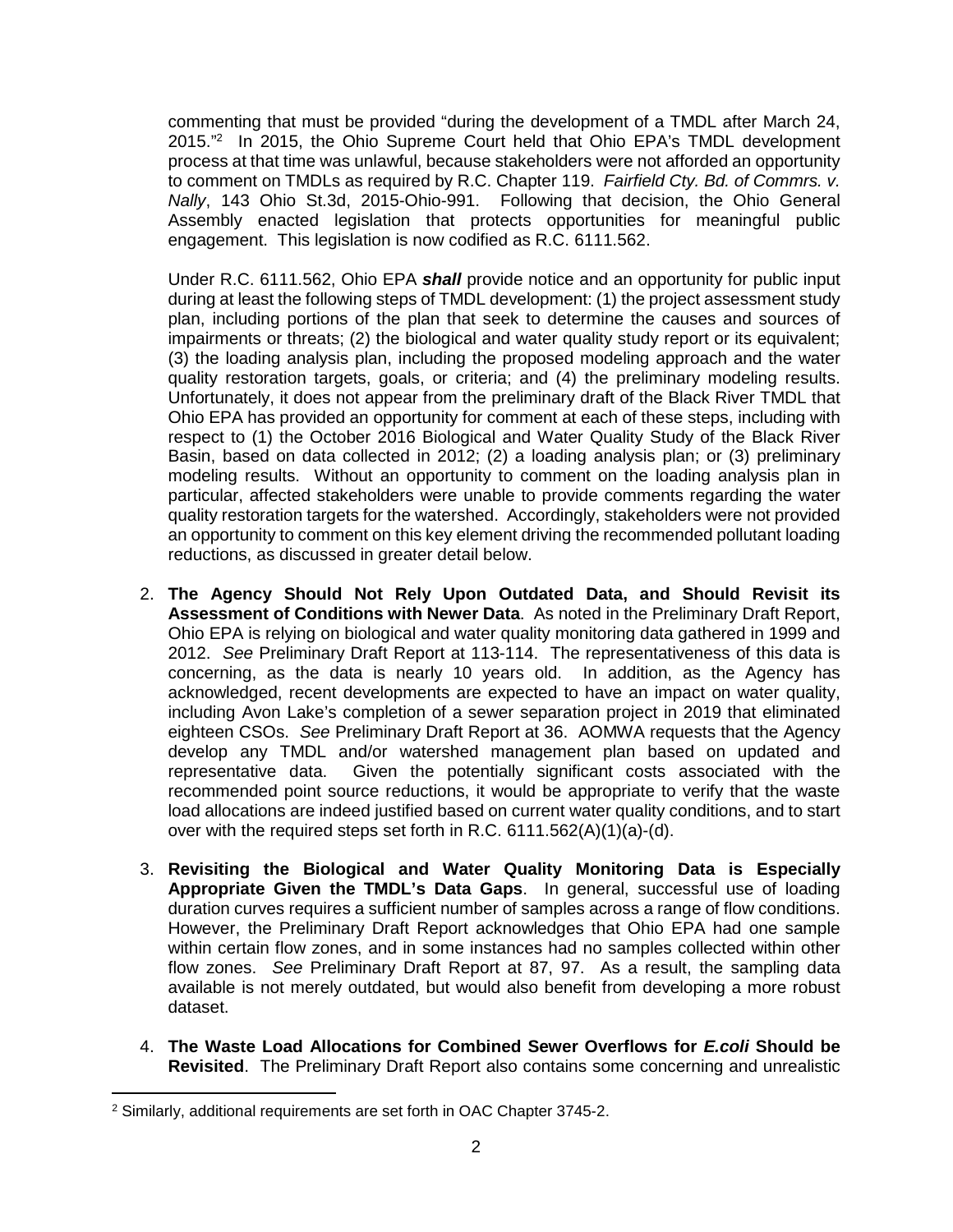commenting that must be provided "during the development of a TMDL after March 24, 2015."[2] In 2015, the Ohio Supreme Court held that Ohio EPA's TMDL development process at that time was unlawful, because stakeholders were not afforded an opportunity to comment on TMDLs as required by R.C. Chapter 119. *Fairfield Cty. Bd. of Commrs. v. Nally*, 143 Ohio St.3d, 2015-Ohio-991. Following that decision, the Ohio General Assembly enacted legislation that protects opportunities for meaningful public engagement. This legislation is now codified as R.C. 6111.562.

Under R.C. 6111.562, Ohio EPA ***shall*** provide notice and an opportunity for public input during at least the following steps of TMDL development: (1) the project assessment study plan, including portions of the plan that seek to determine the causes and sources of impairments or threats; (2) the biological and water quality study report or its equivalent; (3) the loading analysis plan, including the proposed modeling approach and the water quality restoration targets, goals, or criteria; and (4) the preliminary modeling results. Unfortunately, it does not appear from the preliminary draft of the Black River TMDL that Ohio EPA has provided an opportunity for comment at each of these steps, including with respect to (1) the October 2016 Biological and Water Quality Study of the Black River Basin, based on data collected in 2012; (2) a loading analysis plan; or (3) preliminary modeling results. Without an opportunity to comment on the loading analysis plan in particular, affected stakeholders were unable to provide comments regarding the water quality restoration targets for the watershed. Accordingly, stakeholders were not provided an opportunity to comment on this key element driving the recommended pollutant loading reductions, as discussed in greater detail below.

2. **The Agency Should Not Rely Upon Outdated Data, and Should Revisit its Assessment of Conditions with Newer Data**. As noted in the Preliminary Draft Report, Ohio EPA is relying on biological and water quality monitoring data gathered in 1999 and 2012. *See* Preliminary Draft Report at 113-114. The representativeness of this data is concerning, as the data is nearly 10 years old. In addition, as the Agency has acknowledged, recent developments are expected to have an impact on water quality, including Avon Lake's completion of a sewer separation project in 2019 that eliminated eighteen CSOs. *See* Preliminary Draft Report at 36. AOMWA requests that the Agency develop any TMDL and/or watershed management plan based on updated and representative data. Given the potentially significant costs associated with the recommended point source reductions, it would be appropriate to verify that the waste load allocations are indeed justified based on current water quality conditions, and to start over with the required steps set forth in R.C. 6111.562(A)(1)(a)-(d).

3. **Revisiting the Biological and Water Quality Monitoring Data is Especially Appropriate Given the TMDL's Data Gaps**. In general, successful use of loading duration curves requires a sufficient number of samples across a range of flow conditions. However, the Preliminary Draft Report acknowledges that Ohio EPA had one sample within certain flow zones, and in some instances had no samples collected within other flow zones. *See* Preliminary Draft Report at 87, 97. As a result, the sampling data available is not merely outdated, but would also benefit from developing a more robust dataset.

4. **The Waste Load Allocations for Combined Sewer Overflows for *E.coli* Should be Revisited**. The Preliminary Draft Report also contains some concerning and unrealistic

[2] Similarly, additional requirements are set forth in OAC Chapter 3745-2.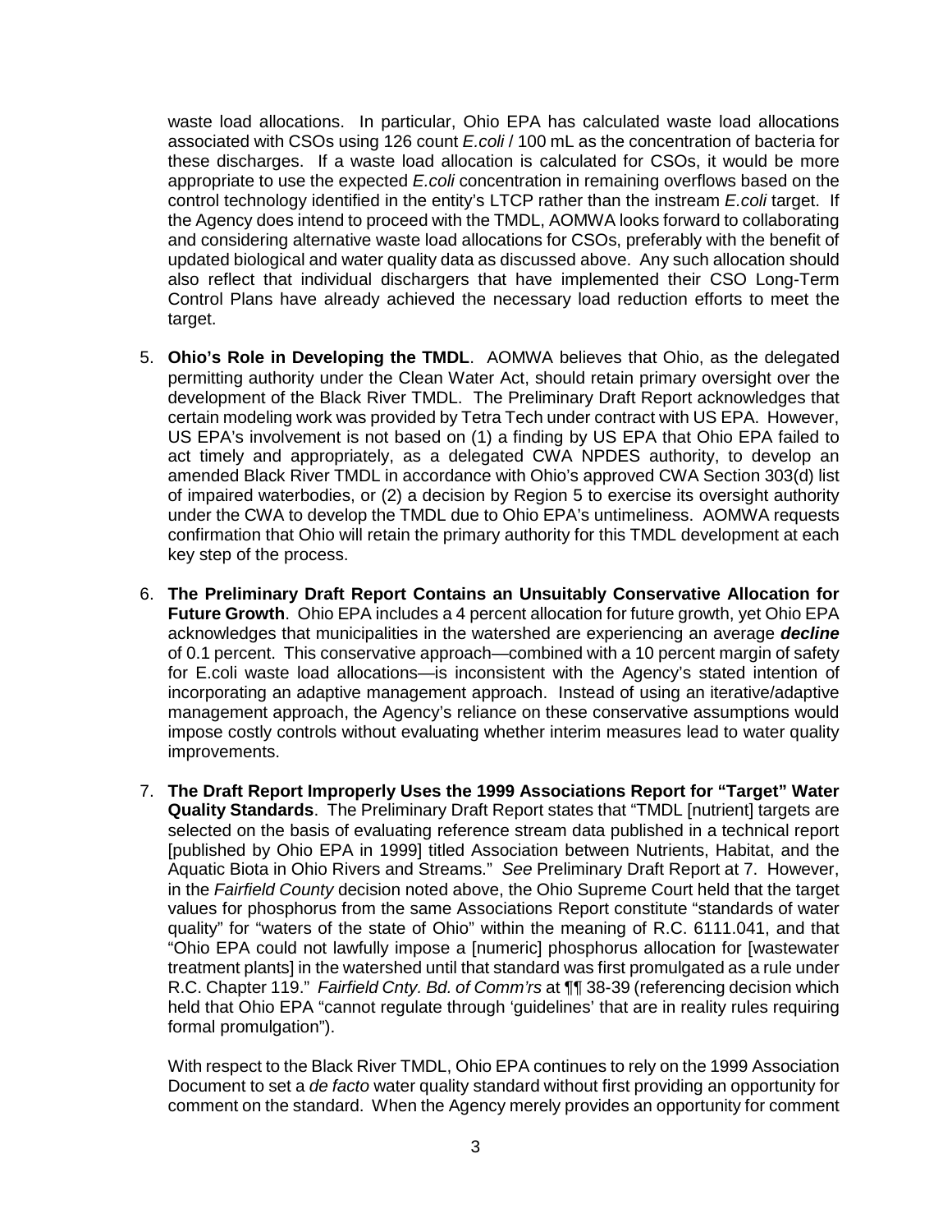waste load allocations. In particular, Ohio EPA has calculated waste load allocations associated with CSOs using 126 count *E.coli* / 100 mL as the concentration of bacteria for these discharges. If a waste load allocation is calculated for CSOs, it would be more appropriate to use the expected *E.coli* concentration in remaining overflows based on the control technology identified in the entity's LTCP rather than the instream *E.coli* target. If the Agency does intend to proceed with the TMDL, AOMWA looks forward to collaborating and considering alternative waste load allocations for CSOs, preferably with the benefit of updated biological and water quality data as discussed above. Any such allocation should also reflect that individual dischargers that have implemented their CSO Long-Term Control Plans have already achieved the necessary load reduction efforts to meet the target.

5. **Ohio's Role in Developing the TMDL**. AOMWA believes that Ohio, as the delegated permitting authority under the Clean Water Act, should retain primary oversight over the development of the Black River TMDL. The Preliminary Draft Report acknowledges that certain modeling work was provided by Tetra Tech under contract with US EPA. However, US EPA's involvement is not based on (1) a finding by US EPA that Ohio EPA failed to act timely and appropriately, as a delegated CWA NPDES authority, to develop an amended Black River TMDL in accordance with Ohio's approved CWA Section 303(d) list of impaired waterbodies, or (2) a decision by Region 5 to exercise its oversight authority under the CWA to develop the TMDL due to Ohio EPA's untimeliness. AOMWA requests confirmation that Ohio will retain the primary authority for this TMDL development at each key step of the process.

6. **The Preliminary Draft Report Contains an Unsuitably Conservative Allocation for Future Growth**. Ohio EPA includes a 4 percent allocation for future growth, yet Ohio EPA acknowledges that municipalities in the watershed are experiencing an average ***decline*** of 0.1 percent. This conservative approach—combined with a 10 percent margin of safety for E.coli waste load allocations—is inconsistent with the Agency's stated intention of incorporating an adaptive management approach. Instead of using an iterative/adaptive management approach, the Agency's reliance on these conservative assumptions would impose costly controls without evaluating whether interim measures lead to water quality improvements.

7. **The Draft Report Improperly Uses the 1999 Associations Report for "Target" Water Quality Standards**. The Preliminary Draft Report states that "TMDL [nutrient] targets are selected on the basis of evaluating reference stream data published in a technical report [published by Ohio EPA in 1999] titled Association between Nutrients, Habitat, and the Aquatic Biota in Ohio Rivers and Streams." *See* Preliminary Draft Report at 7. However, in the *Fairfield County* decision noted above, the Ohio Supreme Court held that the target values for phosphorus from the same Associations Report constitute "standards of water quality" for "waters of the state of Ohio" within the meaning of R.C. 6111.041, and that "Ohio EPA could not lawfully impose a [numeric] phosphorus allocation for [wastewater treatment plants] in the watershed until that standard was first promulgated as a rule under R.C. Chapter 119." *Fairfield Cnty. Bd. of Comm'rs* at ¶¶ 38-39 (referencing decision which held that Ohio EPA "cannot regulate through 'guidelines' that are in reality rules requiring formal promulgation").

   With respect to the Black River TMDL, Ohio EPA continues to rely on the 1999 Association Document to set a *de facto* water quality standard without first providing an opportunity for comment on the standard. When the Agency merely provides an opportunity for comment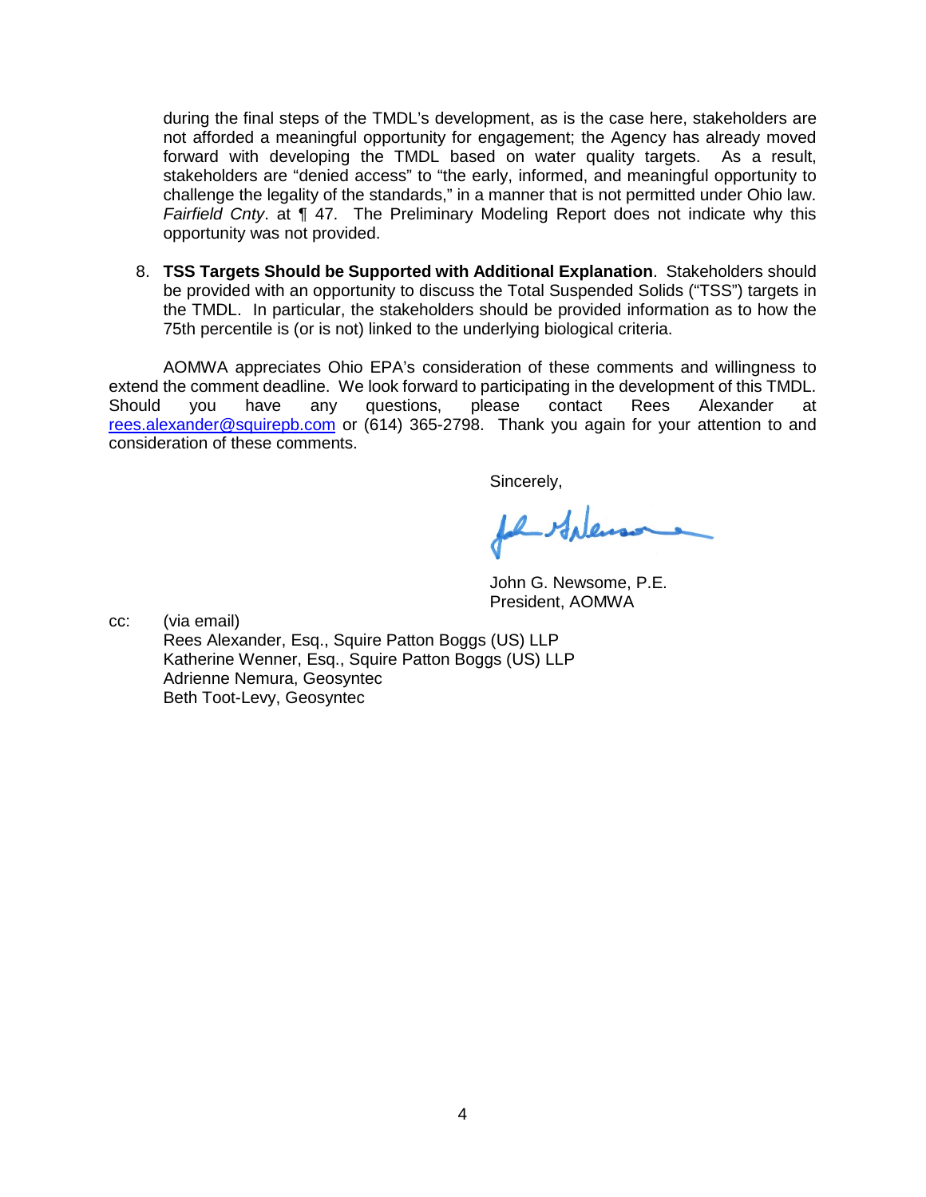during the final steps of the TMDL's development, as is the case here, stakeholders are not afforded a meaningful opportunity for engagement; the Agency has already moved forward with developing the TMDL based on water quality targets. As a result, stakeholders are "denied access" to "the early, informed, and meaningful opportunity to challenge the legality of the standards," in a manner that is not permitted under Ohio law. *Fairfield Cnty*. at ¶ 47. The Preliminary Modeling Report does not indicate why this opportunity was not provided.

8. **TSS Targets Should be Supported with Additional Explanation**. Stakeholders should be provided with an opportunity to discuss the Total Suspended Solids ("TSS") targets in the TMDL. In particular, the stakeholders should be provided information as to how the 75th percentile is (or is not) linked to the underlying biological criteria.

AOMWA appreciates Ohio EPA's consideration of these comments and willingness to extend the comment deadline. We look forward to participating in the development of this TMDL. Should you have any questions, please contact Rees Alexander at rees.alexander@squirepb.com or (614) 365-2798. Thank you again for your attention to and consideration of these comments.

Sincerely,

John G. Newsome, P.E.
President, AOMWA

cc: (via email)
Rees Alexander, Esq., Squire Patton Boggs (US) LLP
Katherine Wenner, Esq., Squire Patton Boggs (US) LLP
Adrienne Nemura, Geosyntec
Beth Toot-Levy, Geosyntec